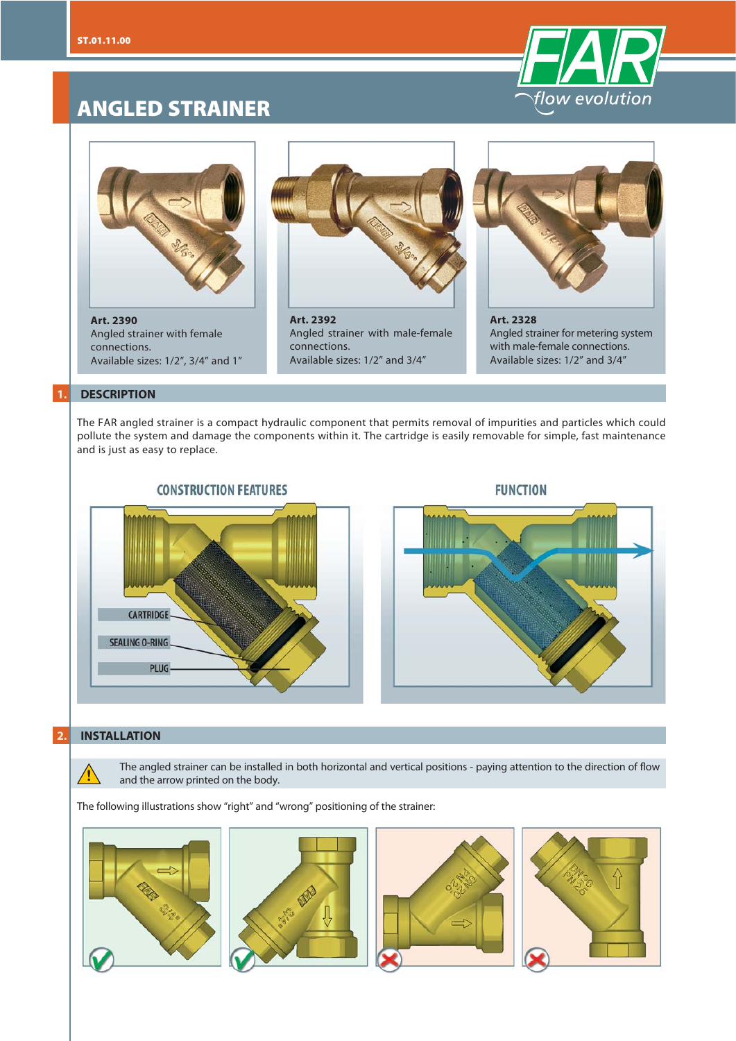# ANGLED STRAINER

**Art. 2390**
Angled strainer with female connections.
Available sizes: 1/2", 3/4" and 1"

**Art. 2392**
Angled strainer with male-female connections.
Available sizes: 1/2" and 3/4"

**Art. 2328**
Angled strainer for metering system with male-female connections.
Available sizes: 1/2" and 3/4"

## 1. DESCRIPTION

The FAR angled strainer is a compact hydraulic component that permits removal of impurities and particles which could pollute the system and damage the components within it. The cartridge is easily removable for simple, fast maintenance and is just as easy to replace.

**CONSTRUCTION FEATURES**

- CARTRIDGE
- SEALING O-RING
- PLUG

**FUNCTION**

## 2. INSTALLATION

⚠ The angled strainer can be installed in both horizontal and vertical positions - paying attention to the direction of flow and the arrow printed on the body.

The following illustrations show "right" and "wrong" positioning of the strainer: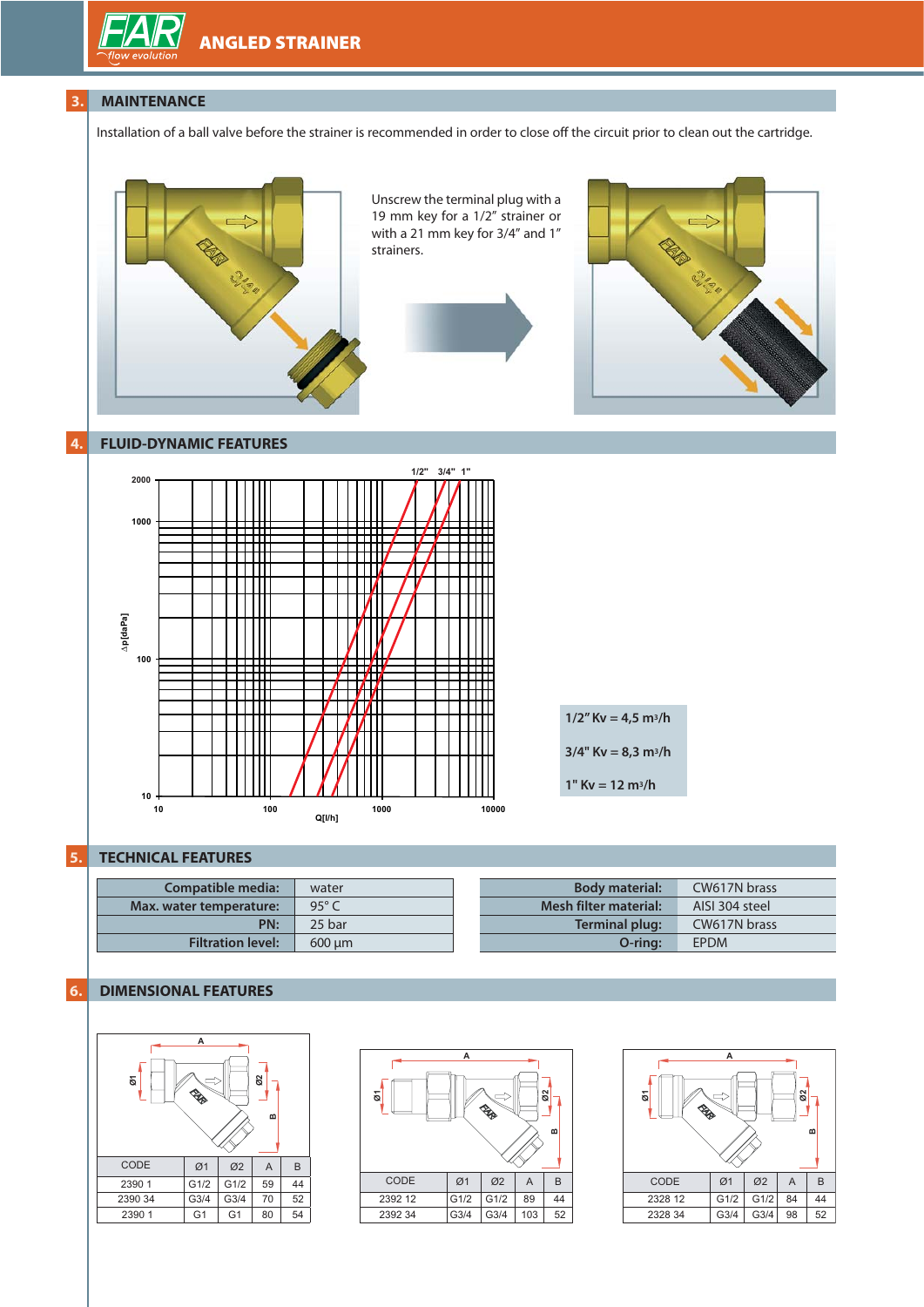# ANGLED STRAINER

## 3. MAINTENANCE

Installation of a ball valve before the strainer is recommended in order to close off the circuit prior to clean out the cartridge.

Unscrew the terminal plug with a 19 mm key for a 1/2" strainer or with a 21 mm key for 3/4" and 1" strainers.

## 4. FLUID-DYNAMIC FEATURES

1/2" 3/4" 1"

2000
1000
Δp[daPa]
100
10

10 100 1000 10000
Q[l/h]

1/2" Kv = 4,5 m³/h

3/4" Kv = 8,3 m³/h

1" Kv = 12 m³/h

## 5. TECHNICAL FEATURES

| | |
|---|---|
| **Compatible media:** | water |
| **Max. water temperature:** | 95° C |
| **PN:** | 25 bar |
| **Filtration level:** | 600 µm |

| | |
|---|---|
| **Body material:** | CW617N brass |
| **Mesh filter material:** | AISI 304 steel |
| **Terminal plug:** | CW617N brass |
| **O-ring:** | EPDM |

## 6. DIMENSIONAL FEATURES

| CODE | Ø1 | Ø2 | A | B |
|---|---|---|---|---|
| 2390 1 | G1/2 | G1/2 | 59 | 44 |
| 2390 34 | G3/4 | G3/4 | 70 | 52 |
| 2390 1 | G1 | G1 | 80 | 54 |

| CODE | Ø1 | Ø2 | A | B |
|---|---|---|---|---|
| 2392 12 | G1/2 | G1/2 | 89 | 44 |
| 2392 34 | G3/4 | G3/4 | 103 | 52 |

| CODE | Ø1 | Ø2 | A | B |
|---|---|---|---|---|
| 2328 12 | G1/2 | G1/2 | 84 | 44 |
| 2328 34 | G3/4 | G3/4 | 98 | 52 |